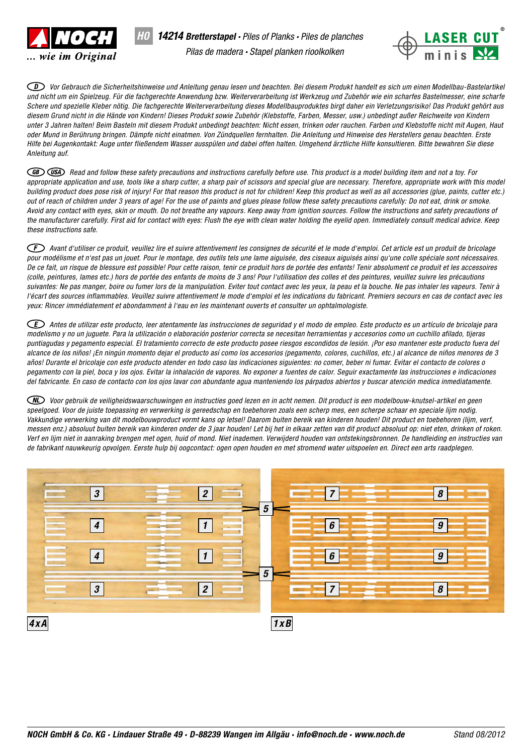# NOCH ... wie im Original

**H0 14214 Bretterstapel** • *Piles of Planks • Piles de planches*
*Pilas de madera • Stapel planken rioolkolken*

LASER CUT minis

*(D) Vor Gebrauch die Sicherheitshinweise und Anleitung genau lesen und beachten. Bei diesem Produkt handelt es sich um einen Modellbau-Bastelartikel und nicht um ein Spielzeug. Für die fachgerechte Anwendung bzw. Weiterverarbeitung ist Werkzeug und Zubehör wie ein scharfes Bastelmesser, eine scharfe Schere und spezielle Kleber nötig. Die fachgerechte Weiterverarbeitung dieses Modellbauproduktes birgt daher ein Verletzungsrisiko! Das Produkt gehört aus diesem Grund nicht in die Hände von Kindern! Dieses Produkt sowie Zubehör (Klebstoffe, Farben, Messer, usw.) unbedingt außer Reichweite von Kindern unter 3 Jahren halten! Beim Basteln mit diesem Produkt unbedingt beachten: Nicht essen, trinken oder rauchen. Farben und Klebstoffe nicht mit Augen, Haut oder Mund in Berührung bringen. Dämpfe nicht einatmen. Von Zündquellen fernhalten. Die Anleitung und Hinweise des Herstellers genau beachten. Erste Hilfe bei Augenkontakt: Auge unter fließendem Wasser ausspülen und dabei offen halten. Umgehend ärztliche Hilfe konsultieren. Bitte bewahren Sie diese Anleitung auf.*

*(GB) (USA) Read and follow these safety precautions and instructions carefully before use. This product is a model building item and not a toy. For appropriate application and use, tools like a sharp cutter, a sharp pair of scissors and special glue are necessary. Therefore, appropriate work with this model building product does pose risk of injury! For that reason this product is not for children! Keep this product as well as all accessories (glue, paints, cutter etc.) out of reach of children under 3 years of age! For the use of paints and glues please follow these safety precautions carefully: Do not eat, drink or smoke. Avoid any contact with eyes, skin or mouth. Do not breathe any vapours. Keep away from ignition sources. Follow the instructions and safety precautions of the manufacturer carefully. First aid for contact with eyes: Flush the eye with clean water holding the eyelid open. Immediately consult medical advice. Keep these instructions safe.*

*(F) Avant d'utiliser ce produit, veuillez lire et suivre attentivement les consignes de sécurité et le mode d'emploi. Cet article est un produit de bricolage pour modélisme et n'est pas un jouet. Pour le montage, des outils tels une lame aiguisée, des ciseaux aiguisés ainsi qu'une colle spéciale sont nécessaires. De ce fait, un risque de blessure est possible! Pour cette raison, tenir ce produit hors de portée des enfants! Tenir absolument ce produit et les accessoires (colle, peintures, lames etc.) hors de portée des enfants de moins de 3 ans! Pour l'utilisation des colles et des peintures, veuillez suivre les précautions suivantes: Ne pas manger, boire ou fumer lors de la manipulation. Eviter tout contact avec les yeux, la peau et la bouche. Ne pas inhaler les vapeurs. Tenir à l'écart des sources inflammables. Veuillez suivre attentivement le mode d'emploi et les indications du fabricant. Premiers secours en cas de contact avec les yeux: Rincer immédiatement et abondamment à l'eau en les maintenant ouverts et consulter un ophtalmologiste.*

*(E) Antes de utilizar este producto, leer atentamente las instrucciones de seguridad y el modo de empleo. Este producto es un artículo de bricolaje para modelismo y no un juguete. Para la utilización o elaboración posterior correcta se necesitan herramientas y accesorios como un cuchillo afilado, tijeras puntiagudas y pegamento especial. El tratamiento correcto de este producto posee riesgos escondidos de lesión. ¡Por eso mantener este producto fuera del alcance de los niños! ¡En ningún momento dejar el producto así como los accesorios (pegamento, colores, cuchillos, etc.) al alcance de niños menores de 3 años! Durante el bricolaje con este producto atender en todo caso las indicaciones siguientes: no comer, beber ni fumar. Evitar el contacto de colores o pegamento con la piel, boca y los ojos. Evitar la inhalación de vapores. No exponer a fuentes de calor. Seguir exactamente las instrucciones e indicaciones del fabricante. En caso de contacto con los ojos lavar con abundante agua manteniendo los párpados abiertos y buscar atención medica inmediatamente.*

*(NL) Voor gebruik de veiligheidswaarschuwingen en instructies goed lezen en in acht nemen. Dit product is een modelbouw-knutsel-artikel en geen speelgoed. Voor de juiste toepassing en verwerking is gereedschap en toebehoren zoals een scherp mes, een scherpe schaar en speciale lijm nodig. Vakkundige verwerking van dit modelbouwproduct vormt kans op letsel! Daarom buiten bereik van kinderen houden! Dit product en toebehoren (lijm, verf, messen enz.) absoluut buiten bereik van kinderen onder de 3 jaar houden! Let bij het in elkaar zetten van dit product absoluut op: niet eten, drinken of roken. Verf en lijm niet in aanraking brengen met ogen, huid of mond. Niet inademen. Verwijderd houden van ontstekingsbronnen. De handleiding en instructies van de fabrikant nauwkeurig opvolgen. Eerste hulp bij oogcontact: ogen open houden en met stromend water uitspoelen en. Direct een arts raadplegen.*

3 2 5 7 8
4 1 6 9
4 1 6 9
3 2 5 7 8

**4xA** **1xB**

**NOCH GmbH & Co. KG • Lindauer Straße 49 • D-88239 Wangen im Allgäu • info@noch.de • www.noch.de** Stand 08/2012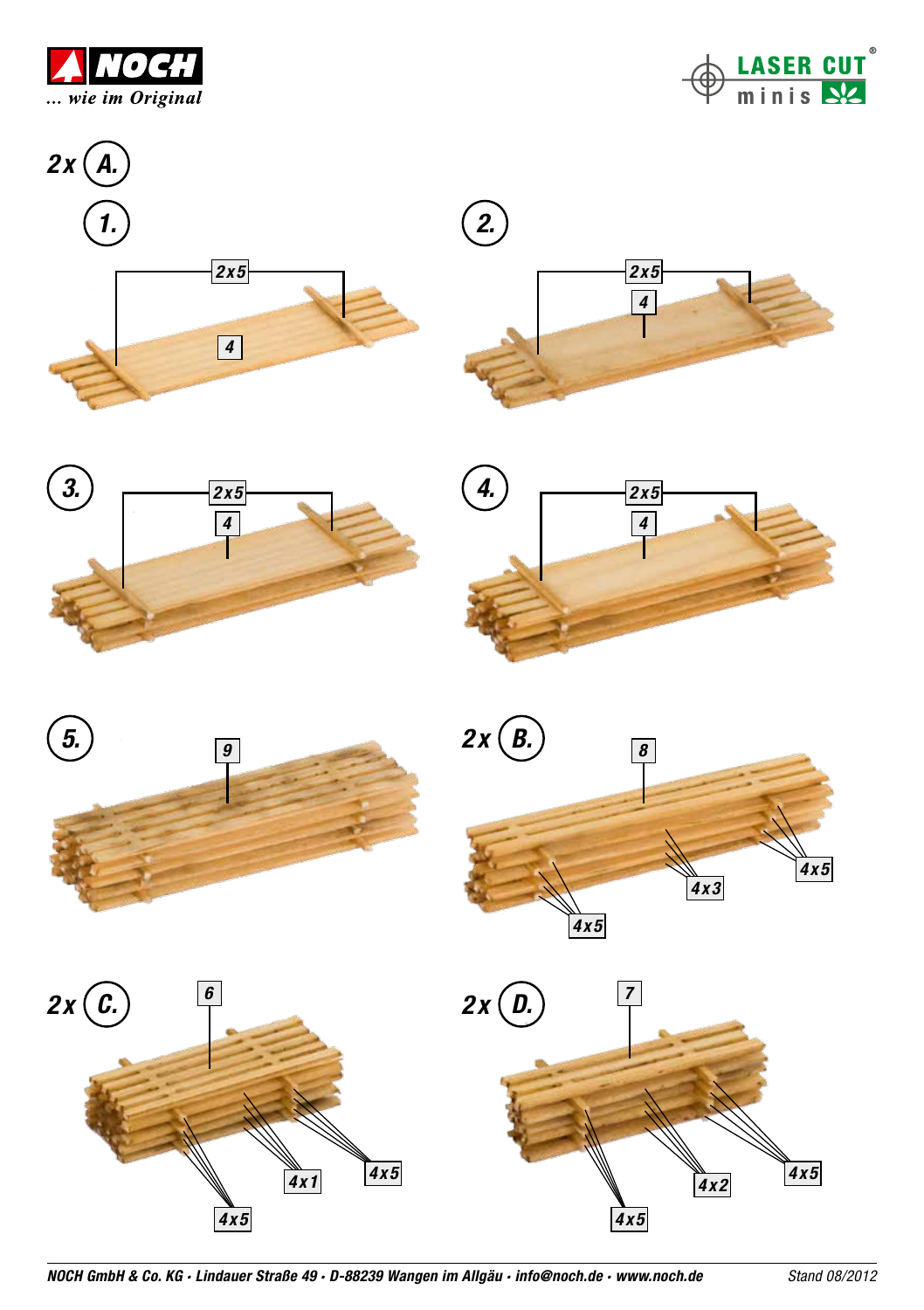NOCH

... wie im Original

LASER CUT minis

2x A.

1.

2x5

4

2.

2x5

4

3.

2x5

4

4.

2x5

4

5.

9

2x B.

8

4x5

4x3

4x5

2x C.

6

4x5

4x1

4x5

2x D.

7

4x5

4x2

4x5

*NOCH GmbH & Co. KG · Lindauer Straße 49 · D-88239 Wangen im Allgäu · info@noch.de · www.noch.de*

Stand 08/2012